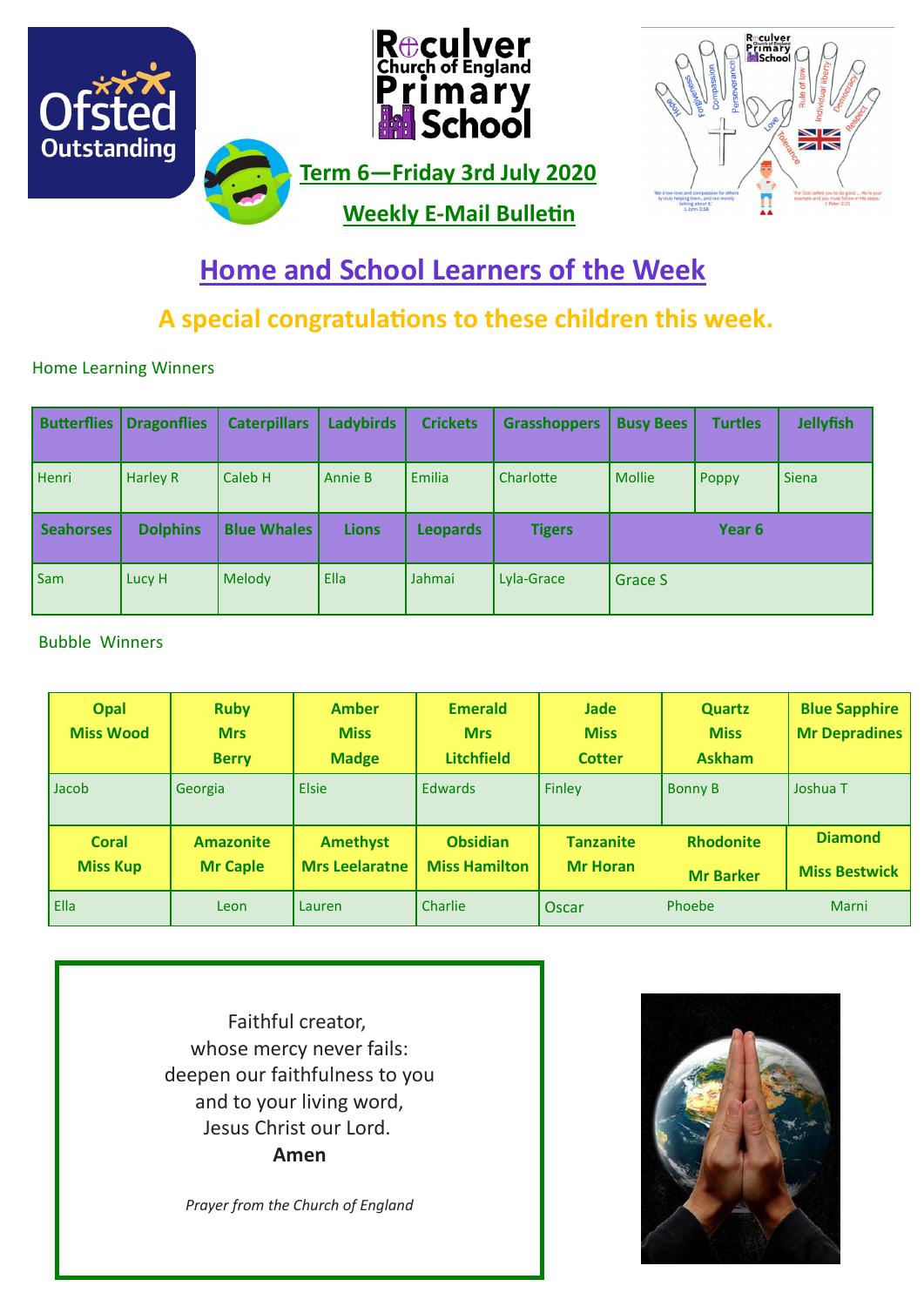Reculver Church of England Primary School

Term 6—Friday 3rd July 2020

Weekly E-Mail Bulletin

# Home and School Learners of the Week

## A special congratulations to these children this week.

Home Learning Winners

| Butterflies | Dragonflies | Caterpillars | Ladybirds | Crickets | Grasshoppers | Busy Bees | Turtles | Jellyfish |
|---|---|---|---|---|---|---|---|---|
| Henri | Harley R | Caleb H | Annie B | Emilia | Charlotte | Mollie | Poppy | Siena |
| **Seahorses** | **Dolphins** | **Blue Whales** | **Lions** | **Leopards** | **Tigers** | **Year 6** | | |
| Sam | Lucy H | Melody | Ella | Jahmai | Lyla-Grace | Grace S | | |

Bubble Winners

| Opal Miss Wood | Ruby Mrs Berry | Amber Miss Madge | Emerald Mrs Litchfield | Jade Miss Cotter | Quartz Miss Askham | Blue Sapphire Mr Depradines |
|---|---|---|---|---|---|---|
| Jacob | Georgia | Elsie | Edwards | Finley | Bonny B | Joshua T |
| **Coral Miss Kup** | **Amazonite Mr Caple** | **Amethyst Mrs Leelaratne** | **Obsidian Miss Hamilton** | **Tanzanite Mr Horan** | **Rhodonite Mr Barker** | **Diamond Miss Bestwick** |
| Ella | Leon | Lauren | Charlie | Oscar | Phoebe | Marni |

Faithful creator,
whose mercy never fails:
deepen our faithfulness to you
and to your living word,
Jesus Christ our Lord.
**Amen**

*Prayer from the Church of England*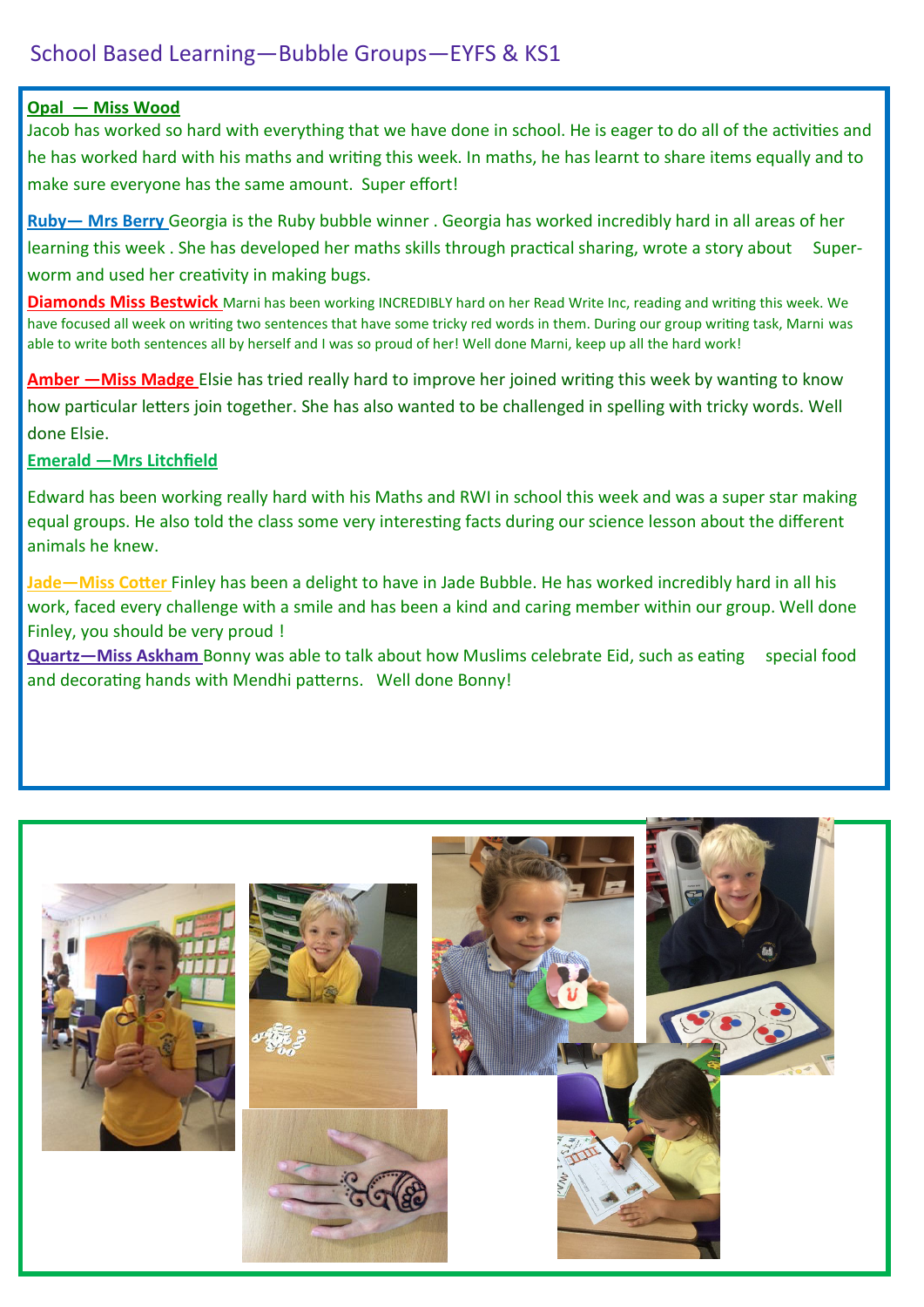# School Based Learning—Bubble Groups—EYFS & KS1

**Opal — Miss Wood**

Jacob has worked so hard with everything that we have done in school. He is eager to do all of the activities and he has worked hard with his maths and writing this week. In maths, he has learnt to share items equally and to make sure everyone has the same amount. Super effort!

**Ruby— Mrs Berry** Georgia is the Ruby bubble winner . Georgia has worked incredibly hard in all areas of her learning this week . She has developed her maths skills through practical sharing, wrote a story about Super-worm and used her creativity in making bugs.

**Diamonds Miss Bestwick** Marni has been working INCREDIBLY hard on her Read Write Inc, reading and writing this week. We have focused all week on writing two sentences that have some tricky red words in them. During our group writing task, Marni was able to write both sentences all by herself and I was so proud of her! Well done Marni, keep up all the hard work!

**Amber —Miss Madge** Elsie has tried really hard to improve her joined writing this week by wanting to know how particular letters join together. She has also wanted to be challenged in spelling with tricky words. Well done Elsie.

**Emerald —Mrs Litchfield**

Edward has been working really hard with his Maths and RWI in school this week and was a super star making equal groups. He also told the class some very interesting facts during our science lesson about the different animals he knew.

**Jade—Miss Cotter** Finley has been a delight to have in Jade Bubble. He has worked incredibly hard in all his work, faced every challenge with a smile and has been a kind and caring member within our group. Well done Finley, you should be very proud !

**Quartz—Miss Askham** Bonny was able to talk about how Muslims celebrate Eid, such as eating special food and decorating hands with Mendhi patterns. Well done Bonny!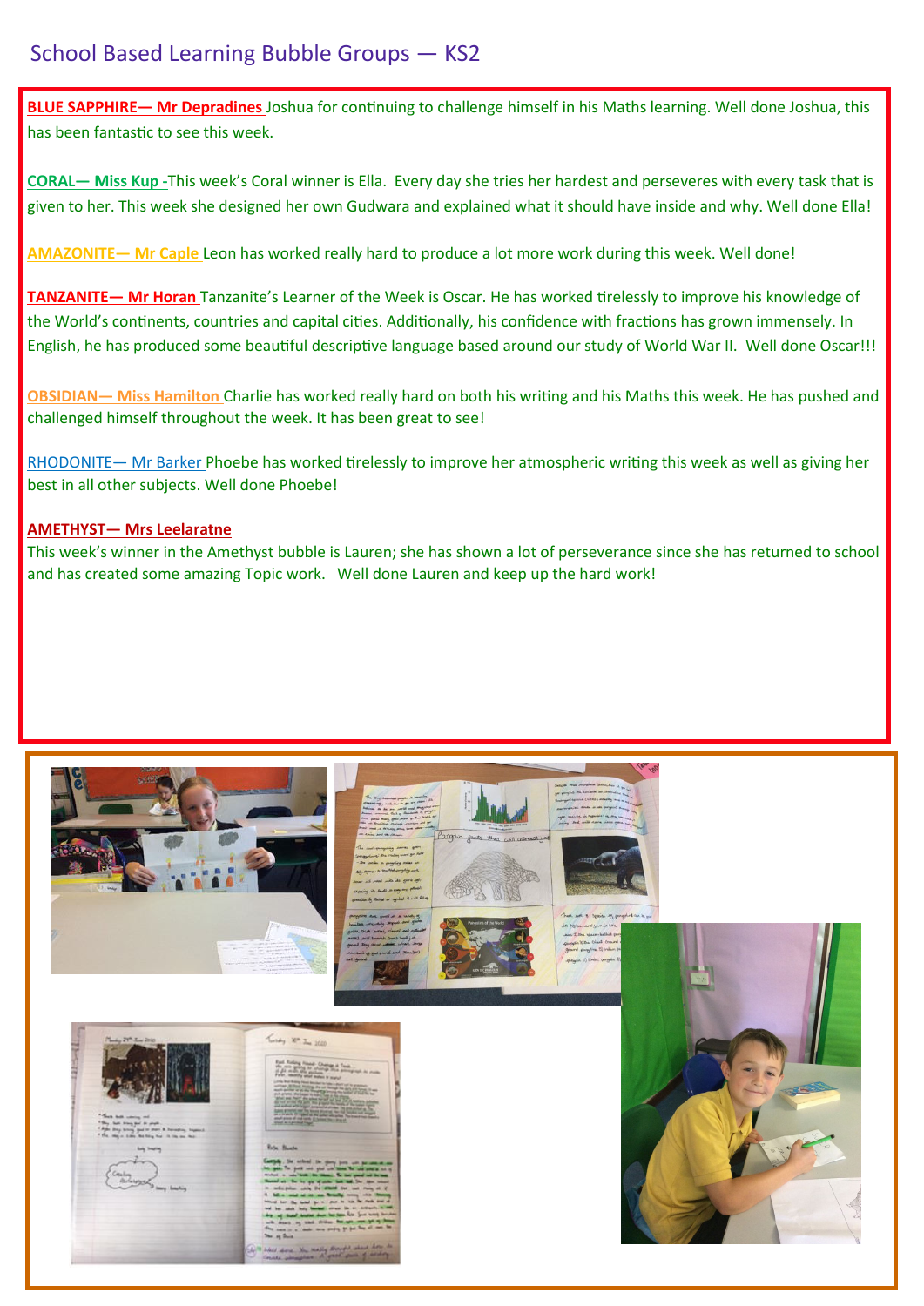## School Based Learning Bubble Groups — KS2

**BLUE SAPPHIRE— Mr Depradines** Joshua for continuing to challenge himself in his Maths learning. Well done Joshua, this has been fantastic to see this week.

**CORAL— Miss Kup** -This week's Coral winner is Ella. Every day she tries her hardest and perseveres with every task that is given to her. This week she designed her own Gudwara and explained what it should have inside and why. Well done Ella!

**AMAZONITE— Mr Caple** Leon has worked really hard to produce a lot more work during this week. Well done!

**TANZANITE— Mr Horan** Tanzanite's Learner of the Week is Oscar. He has worked tirelessly to improve his knowledge of the World's continents, countries and capital cities. Additionally, his confidence with fractions has grown immensely. In English, he has produced some beautiful descriptive language based around our study of World War II. Well done Oscar!!!

**OBSIDIAN— Miss Hamilton** Charlie has worked really hard on both his writing and his Maths this week. He has pushed and challenged himself throughout the week. It has been great to see!

RHODONITE— Mr Barker Phoebe has worked tirelessly to improve her atmospheric writing this week as well as giving her best in all other subjects. Well done Phoebe!

**AMETHYST— Mrs Leelaratne**

This week's winner in the Amethyst bubble is Lauren; she has shown a lot of perseverance since she has returned to school and has created some amazing Topic work. Well done Lauren and keep up the hard work!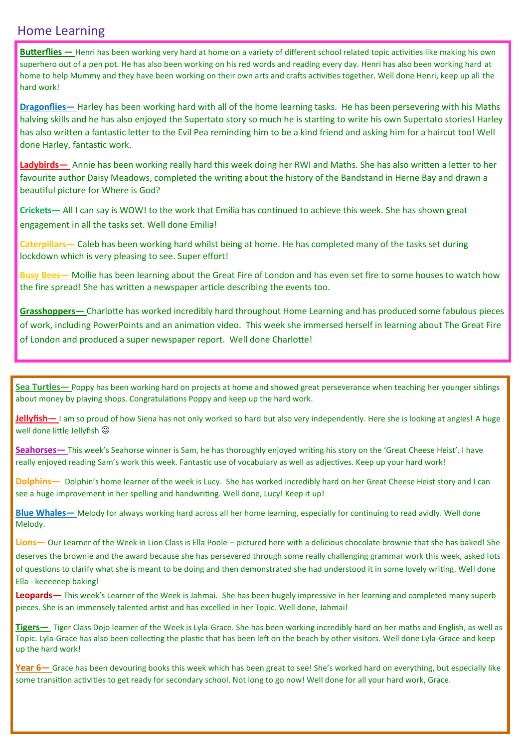# Home Learning

**Butterflies —** Henri has been working very hard at home on a variety of different school related topic activities like making his own superhero out of a pen pot. He has also been working on his red words and reading every day. Henri has also been working hard at home to help Mummy and they have been working on their own arts and crafts activities together. Well done Henri, keep up all the hard work!

**Dragonflies—** Harley has been working hard with all of the home learning tasks. He has been persevering with his Maths halving skills and he has also enjoyed the Supertato story so much he is starting to write his own Supertato stories! Harley has also written a fantastic letter to the Evil Pea reminding him to be a kind friend and asking him for a haircut too! Well done Harley, fantastic work.

**Ladybirds—** Annie has been working really hard this week doing her RWI and Maths. She has also written a letter to her favourite author Daisy Meadows, completed the writing about the history of the Bandstand in Herne Bay and drawn a beautiful picture for Where is God?

**Crickets—** All I can say is WOW! to the work that Emilia has continued to achieve this week. She has shown great engagement in all the tasks set. Well done Emilia!

**Caterpillars—** Caleb has been working hard whilst being at home. He has completed many of the tasks set during lockdown which is very pleasing to see. Super effort!

**Busy Bees—** Mollie has been learning about the Great Fire of London and has even set fire to some houses to watch how the fire spread! She has written a newspaper article describing the events too.

**Grasshoppers—** Charlotte has worked incredibly hard throughout Home Learning and has produced some fabulous pieces of work, including PowerPoints and an animation video. This week she immersed herself in learning about The Great Fire of London and produced a super newspaper report. Well done Charlotte!

**Sea Turtles—** Poppy has been working hard on projects at home and showed great perseverance when teaching her younger siblings about money by playing shops. Congratulations Poppy and keep up the hard work.

**Jellyfish—** I am so proud of how Siena has not only worked so hard but also very independently. Here she is looking at angles! A huge well done little Jellyfish ☺

**Seahorses—** This week's Seahorse winner is Sam, he has thoroughly enjoyed writing his story on the 'Great Cheese Heist'. I have really enjoyed reading Sam's work this week. Fantastic use of vocabulary as well as adjectives. Keep up your hard work!

**Dolphins—** Dolphin's home learner of the week is Lucy. She has worked incredibly hard on her Great Cheese Heist story and I can see a huge improvement in her spelling and handwriting. Well done, Lucy! Keep it up!

**Blue Whales—** Melody for always working hard across all her home learning, especially for continuing to read avidly. Well done Melody.

**Lions—** Our Learner of the Week in Lion Class is Ella Poole – pictured here with a delicious chocolate brownie that she has baked! She deserves the brownie and the award because she has persevered through some really challenging grammar work this week, asked lots of questions to clarify what she is meant to be doing and then demonstrated she had understood it in some lovely writing. Well done Ella - keeeeeep baking!

**Leopards—** This week's Learner of the Week is Jahmai. She has been hugely impressive in her learning and completed many superb pieces. She is an immensely talented artist and has excelled in her Topic. Well done, Jahmai!

**Tigers—** Tiger Class Dojo learner of the Week is Lyla-Grace. She has been working incredibly hard on her maths and English, as well as Topic. Lyla-Grace has also been collecting the plastic that has been left on the beach by other visitors. Well done Lyla-Grace and keep up the hard work!

**Year 6—** Grace has been devouring books this week which has been great to see! She's worked hard on everything, but especially like some transition activities to get ready for secondary school. Not long to go now! Well done for all your hard work, Grace.